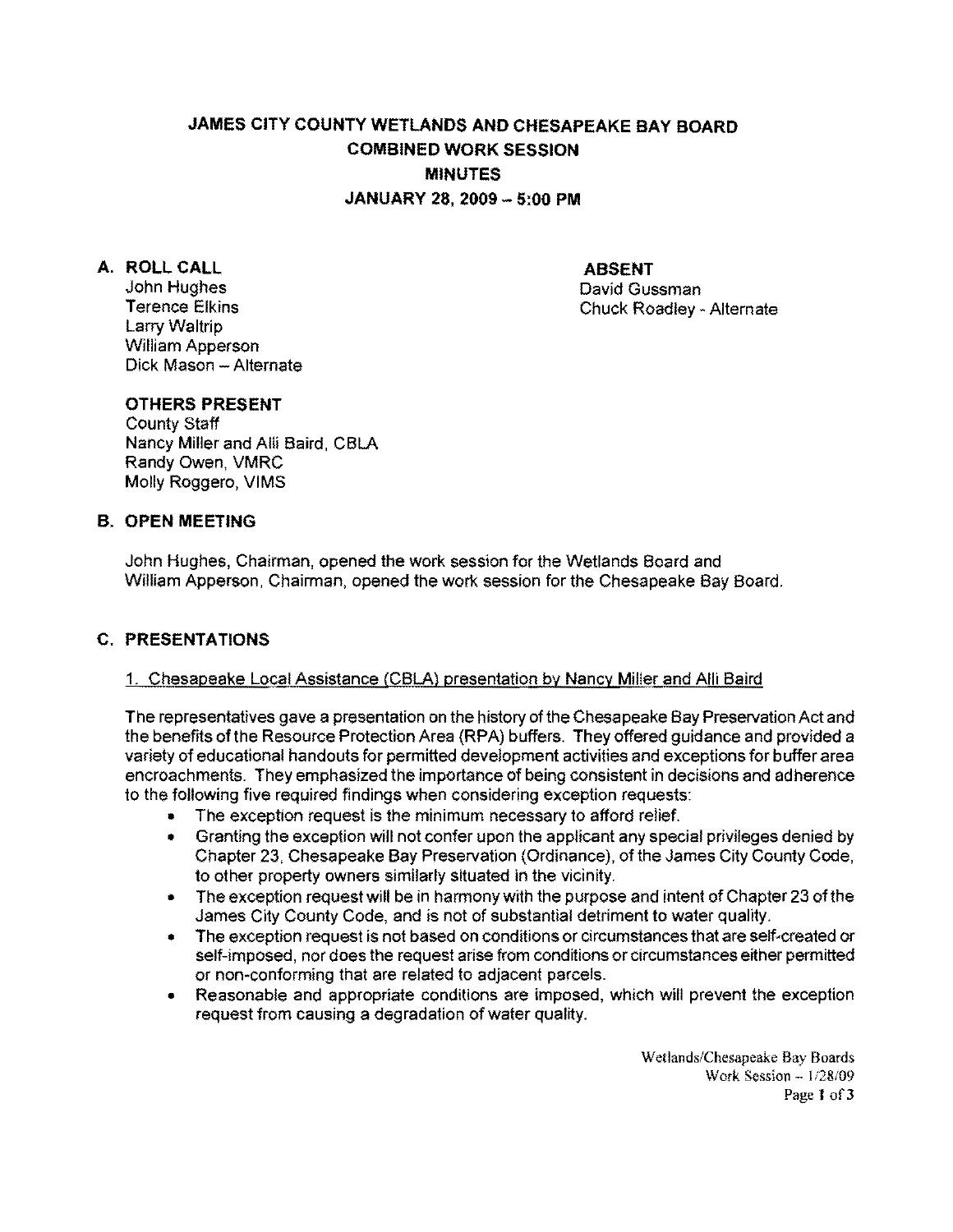# JAMES CITY COUNTY WETLANDS AND CHESAPEAKE BAY BOARD
## COMBINED WORK SESSION
## MINUTES
## JANUARY 28, 2009 – 5:00 PM

**A. ROLL CALL**

John Hughes
Terence Elkins
Larry Waltrip
William Apperson
Dick Mason – Alternate

**ABSENT**

David Gussman
Chuck Roadley - Alternate

**OTHERS PRESENT**

County Staff
Nancy Miller and Alli Baird, CBLA
Randy Owen, VMRC
Molly Roggero, VIMS

**B. OPEN MEETING**

John Hughes, Chairman, opened the work session for the Wetlands Board and William Apperson, Chairman, opened the work session for the Chesapeake Bay Board.

**C. PRESENTATIONS**

1. Chesapeake Local Assistance (CBLA) presentation by Nancy Miller and Alli Baird

The representatives gave a presentation on the history of the Chesapeake Bay Preservation Act and the benefits of the Resource Protection Area (RPA) buffers. They offered guidance and provided a variety of educational handouts for permitted development activities and exceptions for buffer area encroachments. They emphasized the importance of being consistent in decisions and adherence to the following five required findings when considering exception requests:

- The exception request is the minimum necessary to afford relief.
- Granting the exception will not confer upon the applicant any special privileges denied by Chapter 23, Chesapeake Bay Preservation (Ordinance), of the James City County Code, to other property owners similarly situated in the vicinity.
- The exception request will be in harmony with the purpose and intent of Chapter 23 of the James City County Code, and is not of substantial detriment to water quality.
- The exception request is not based on conditions or circumstances that are self-created or self-imposed, nor does the request arise from conditions or circumstances either permitted or non-conforming that are related to adjacent parcels.
- Reasonable and appropriate conditions are imposed, which will prevent the exception request from causing a degradation of water quality.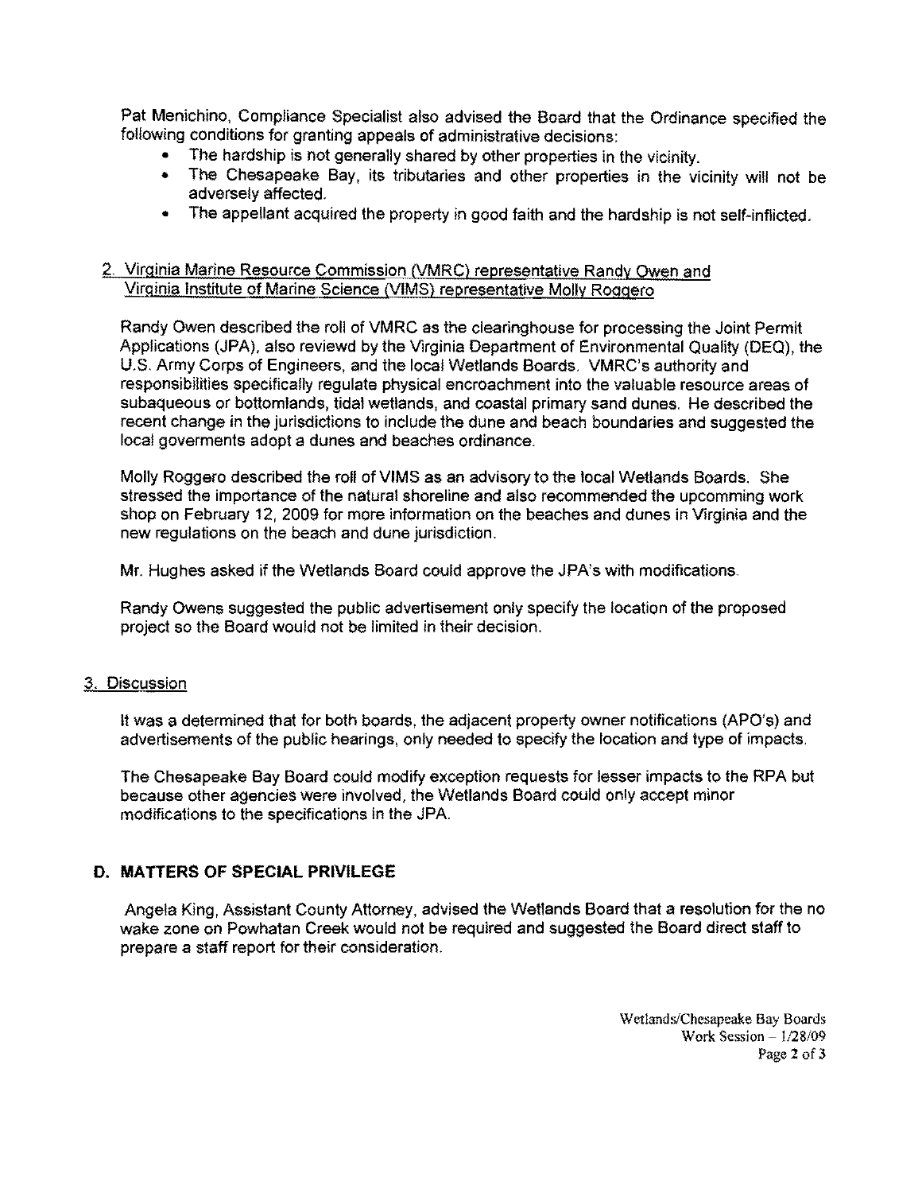Pat Menichino, Compliance Specialist also advised the Board that the Ordinance specified the following conditions for granting appeals of administrative decisions:

- The hardship is not generally shared by other properties in the vicinity.
- The Chesapeake Bay, its tributaries and other properties in the vicinity will not be adversely affected.
- The appellant acquired the property in good faith and the hardship is not self-inflicted.

2. Virginia Marine Resource Commission (VMRC) representative Randy Owen and Virginia Institute of Marine Science (VIMS) representative Molly Roggero

Randy Owen described the roll of VMRC as the clearinghouse for processing the Joint Permit Applications (JPA), also reviewd by the Virginia Department of Environmental Quality (DEQ), the U.S. Army Corps of Engineers, and the local Wetlands Boards. VMRC's authority and responsibilities specifically regulate physical encroachment into the valuable resource areas of subaqueous or bottomlands, tidal wetlands, and coastal primary sand dunes. He described the recent change in the jurisdictions to include the dune and beach boundaries and suggested the local goverments adopt a dunes and beaches ordinance.

Molly Roggero described the roll of VIMS as an advisory to the local Wetlands Boards. She stressed the importance of the natural shoreline and also recommended the upcomming work shop on February 12, 2009 for more information on the beaches and dunes in Virginia and the new regulations on the beach and dune jurisdiction.

Mr. Hughes asked if the Wetlands Board could approve the JPA's with modifications.

Randy Owens suggested the public advertisement only specify the location of the proposed project so the Board would not be limited in their decision.

3. Discussion

It was a determined that for both boards, the adjacent property owner notifications (APO's) and advertisements of the public hearings, only needed to specify the location and type of impacts.

The Chesapeake Bay Board could modify exception requests for lesser impacts to the RPA but because other agencies were involved, the Wetlands Board could only accept minor modifications to the specifications in the JPA.

## D. MATTERS OF SPECIAL PRIVILEGE

Angela King, Assistant County Attorney, advised the Wetlands Board that a resolution for the no wake zone on Powhatan Creek would not be required and suggested the Board direct staff to prepare a staff report for their consideration.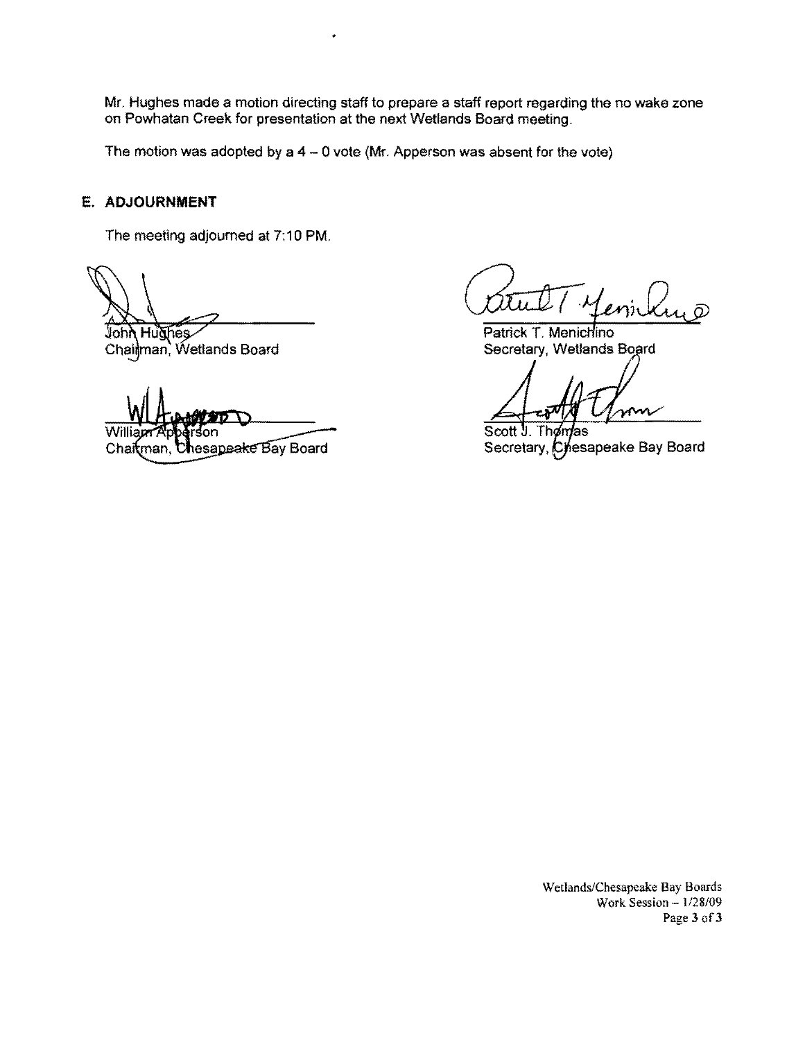Mr. Hughes made a motion directing staff to prepare a staff report regarding the no wake zone on Powhatan Creek for presentation at the next Wetlands Board meeting.

The motion was adopted by a 4 – 0 vote (Mr. Apperson was absent for the vote)

## E. ADJOURNMENT

The meeting adjourned at 7:10 PM.

John Hughes
Chairman, Wetlands Board

Patrick T. Menichino
Secretary, Wetlands Board

William Apperson
Chairman, Chesapeake Bay Board

Scott J. Thomas
Secretary, Chesapeake Bay Board